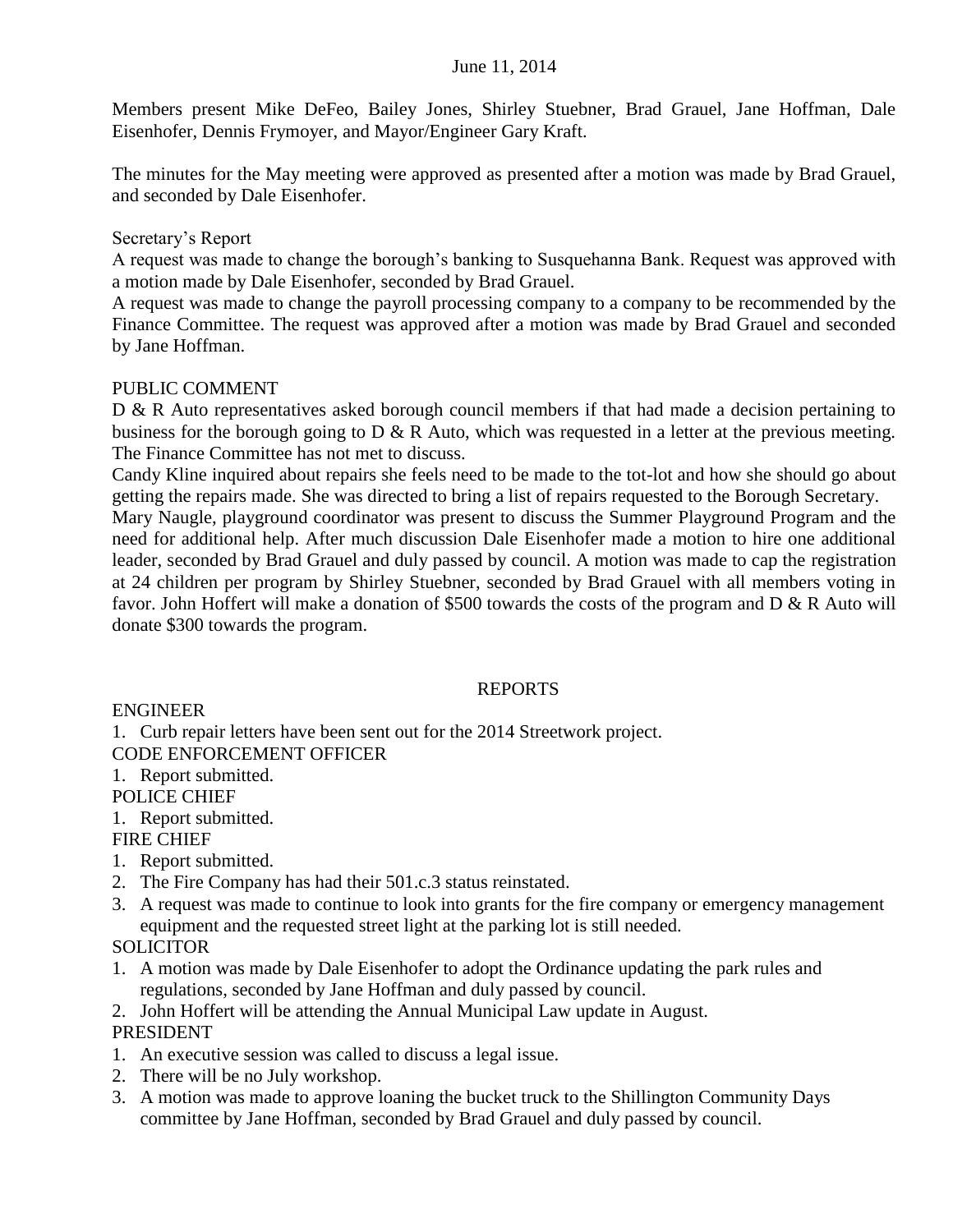June 11, 2014

Members present Mike DeFeo, Bailey Jones, Shirley Stuebner, Brad Grauel, Jane Hoffman, Dale Eisenhofer, Dennis Frymoyer, and Mayor/Engineer Gary Kraft.

The minutes for the May meeting were approved as presented after a motion was made by Brad Grauel, and seconded by Dale Eisenhofer.

Secretary's Report

A request was made to change the borough's banking to Susquehanna Bank. Request was approved with a motion made by Dale Eisenhofer, seconded by Brad Grauel.

A request was made to change the payroll processing company to a company to be recommended by the Finance Committee. The request was approved after a motion was made by Brad Grauel and seconded by Jane Hoffman.

PUBLIC COMMENT

D & R Auto representatives asked borough council members if that had made a decision pertaining to business for the borough going to D & R Auto, which was requested in a letter at the previous meeting. The Finance Committee has not met to discuss.

Candy Kline inquired about repairs she feels need to be made to the tot-lot and how she should go about getting the repairs made. She was directed to bring a list of repairs requested to the Borough Secretary.

Mary Naugle, playground coordinator was present to discuss the Summer Playground Program and the need for additional help. After much discussion Dale Eisenhofer made a motion to hire one additional leader, seconded by Brad Grauel and duly passed by council. A motion was made to cap the registration at 24 children per program by Shirley Stuebner, seconded by Brad Grauel with all members voting in favor. John Hoffert will make a donation of $500 towards the costs of the program and D & R Auto will donate $300 towards the program.

REPORTS

ENGINEER

1. Curb repair letters have been sent out for the 2014 Streetwork project.

CODE ENFORCEMENT OFFICER

1. Report submitted.

POLICE CHIEF

1. Report submitted.

FIRE CHIEF

1. Report submitted.
2. The Fire Company has had their 501.c.3 status reinstated.
3. A request was made to continue to look into grants for the fire company or emergency management equipment and the requested street light at the parking lot is still needed.

SOLICITOR

1. A motion was made by Dale Eisenhofer to adopt the Ordinance updating the park rules and regulations, seconded by Jane Hoffman and duly passed by council.
2. John Hoffert will be attending the Annual Municipal Law update in August.

PRESIDENT

1. An executive session was called to discuss a legal issue.
2. There will be no July workshop.
3. A motion was made to approve loaning the bucket truck to the Shillington Community Days committee by Jane Hoffman, seconded by Brad Grauel and duly passed by council.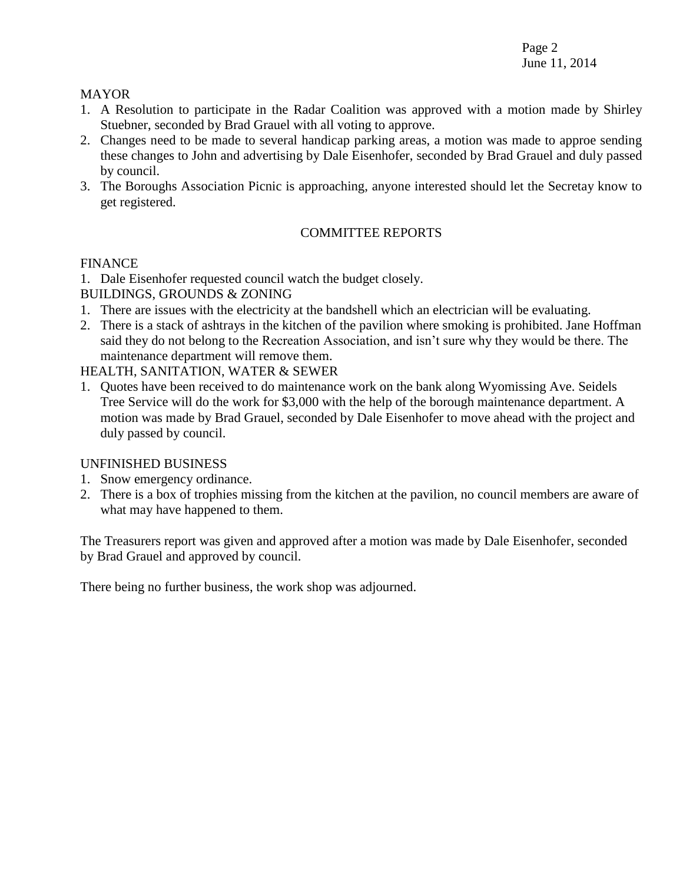MAYOR

1. A Resolution to participate in the Radar Coalition was approved with a motion made by Shirley Stuebner, seconded by Brad Grauel with all voting to approve.
2. Changes need to be made to several handicap parking areas, a motion was made to approe sending these changes to John and advertising by Dale Eisenhofer, seconded by Brad Grauel and duly passed by council.
3. The Boroughs Association Picnic is approaching, anyone interested should let the Secretay know to get registered.

## COMMITTEE REPORTS

FINANCE

1. Dale Eisenhofer requested council watch the budget closely.

BUILDINGS, GROUNDS & ZONING

1. There are issues with the electricity at the bandshell which an electrician will be evaluating.
2. There is a stack of ashtrays in the kitchen of the pavilion where smoking is prohibited. Jane Hoffman said they do not belong to the Recreation Association, and isn't sure why they would be there. The maintenance department will remove them.

HEALTH, SANITATION, WATER & SEWER

1. Quotes have been received to do maintenance work on the bank along Wyomissing Ave. Seidels Tree Service will do the work for $3,000 with the help of the borough maintenance department. A motion was made by Brad Grauel, seconded by Dale Eisenhofer to move ahead with the project and duly passed by council.

UNFINISHED BUSINESS

1. Snow emergency ordinance.
2. There is a box of trophies missing from the kitchen at the pavilion, no council members are aware of what may have happened to them.

The Treasurers report was given and approved after a motion was made by Dale Eisenhofer, seconded by Brad Grauel and approved by council.

There being no further business, the work shop was adjourned.